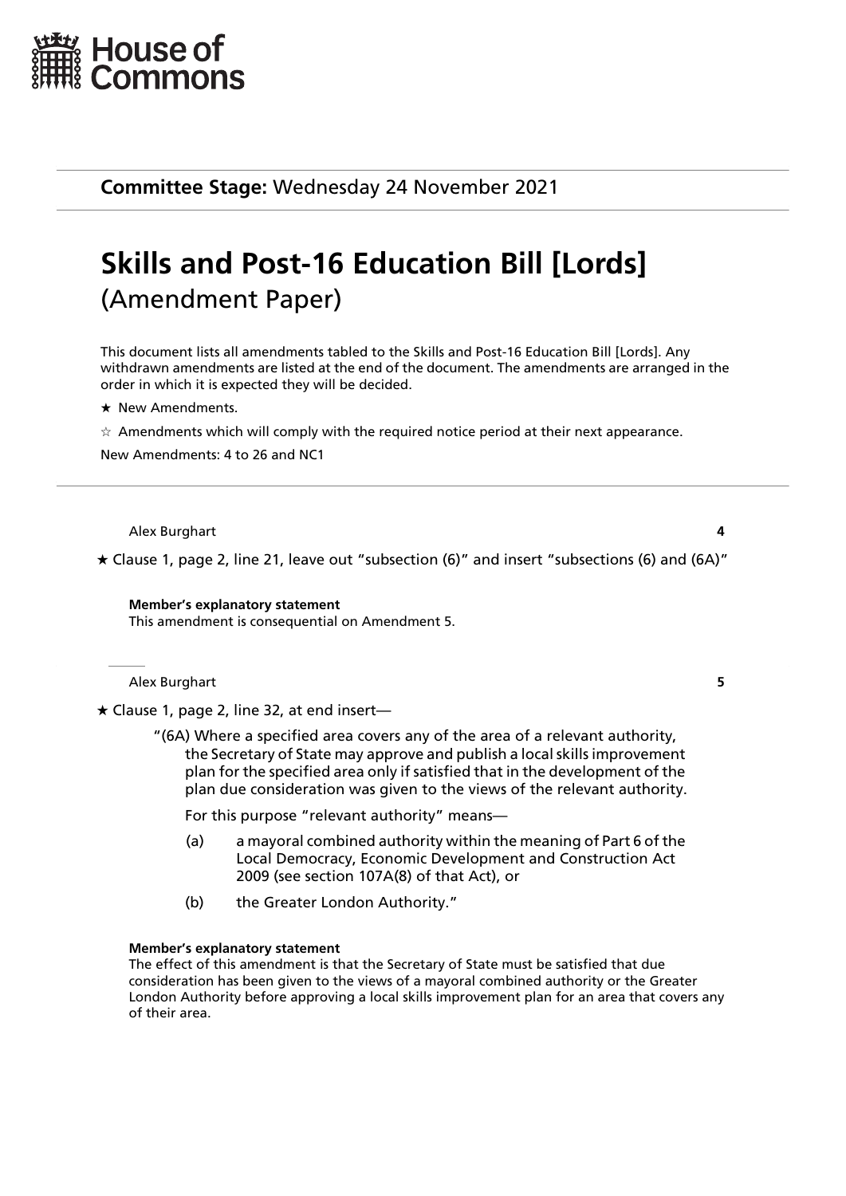House of Commons

**Committee Stage:** Wednesday 24 November 2021

# Skills and Post-16 Education Bill [Lords]
(Amendment Paper)

This document lists all amendments tabled to the Skills and Post-16 Education Bill [Lords]. Any withdrawn amendments are listed at the end of the document. The amendments are arranged in the order in which it is expected they will be decided.

★ New Amendments.

☆ Amendments which will comply with the required notice period at their next appearance.

New Amendments: 4 to 26 and NC1

---

Alex Burghart **4**

★ Clause 1, page 2, line 21, leave out "subsection (6)" and insert "subsections (6) and (6A)"

**Member's explanatory statement**
This amendment is consequential on Amendment 5.

---

Alex Burghart **5**

★ Clause 1, page 2, line 32, at end insert—

"(6A) Where a specified area covers any of the area of a relevant authority, the Secretary of State may approve and publish a local skills improvement plan for the specified area only if satisfied that in the development of the plan due consideration was given to the views of the relevant authority.

For this purpose "relevant authority" means—

(a) a mayoral combined authority within the meaning of Part 6 of the Local Democracy, Economic Development and Construction Act 2009 (see section 107A(8) of that Act), or

(b) the Greater London Authority."

**Member's explanatory statement**
The effect of this amendment is that the Secretary of State must be satisfied that due consideration has been given to the views of a mayoral combined authority or the Greater London Authority before approving a local skills improvement plan for an area that covers any of their area.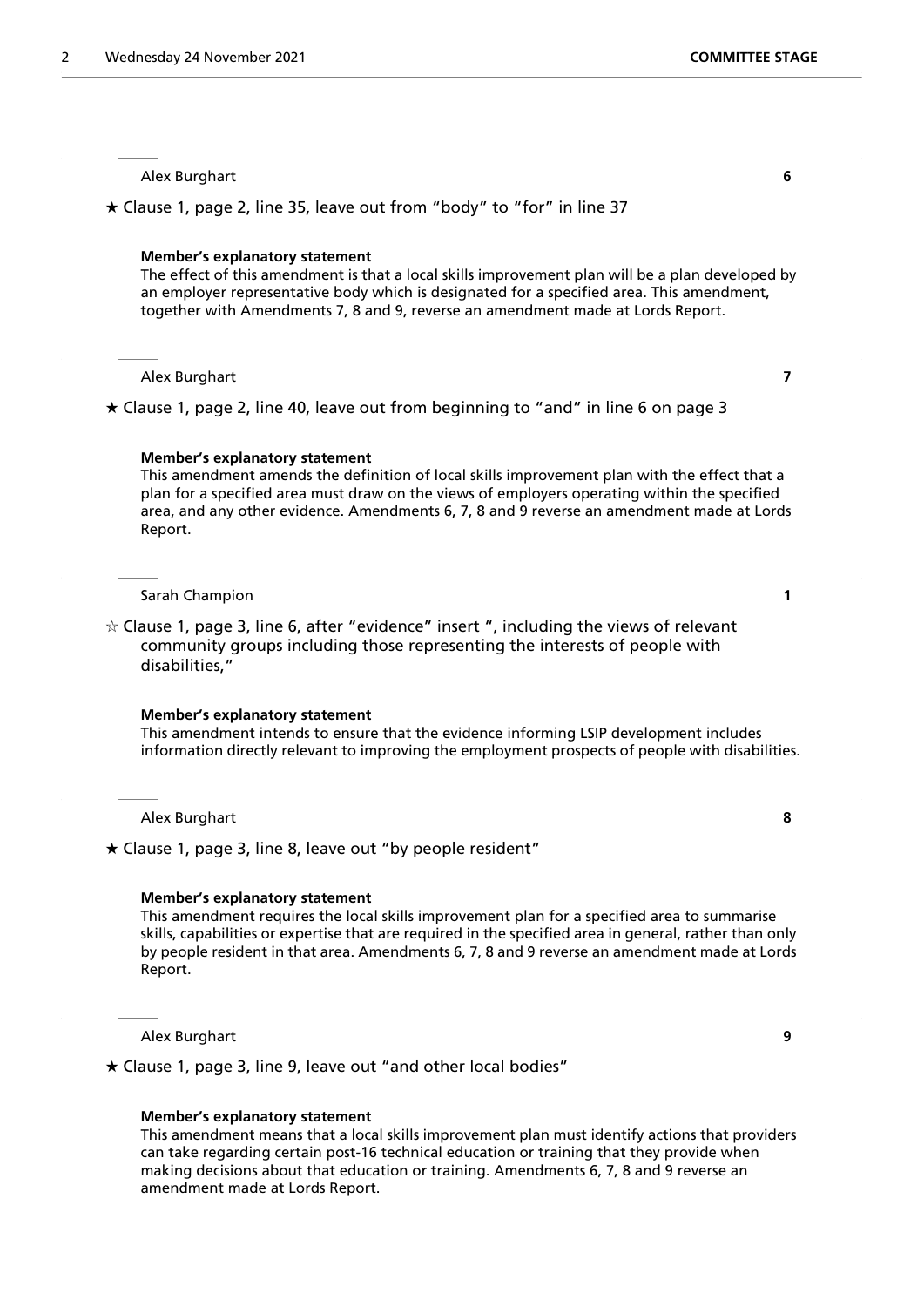Alex Burghart **6**

★ Clause 1, page 2, line 35, leave out from "body" to "for" in line 37

**Member's explanatory statement**

The effect of this amendment is that a local skills improvement plan will be a plan developed by an employer representative body which is designated for a specified area. This amendment, together with Amendments 7, 8 and 9, reverse an amendment made at Lords Report.

Alex Burghart **7**

★ Clause 1, page 2, line 40, leave out from beginning to "and" in line 6 on page 3

**Member's explanatory statement**

This amendment amends the definition of local skills improvement plan with the effect that a plan for a specified area must draw on the views of employers operating within the specified area, and any other evidence. Amendments 6, 7, 8 and 9 reverse an amendment made at Lords Report.

Sarah Champion **1**

☆ Clause 1, page 3, line 6, after "evidence" insert ", including the views of relevant community groups including those representing the interests of people with disabilities,"

**Member's explanatory statement**

This amendment intends to ensure that the evidence informing LSIP development includes information directly relevant to improving the employment prospects of people with disabilities.

Alex Burghart **8**

★ Clause 1, page 3, line 8, leave out "by people resident"

**Member's explanatory statement**

This amendment requires the local skills improvement plan for a specified area to summarise skills, capabilities or expertise that are required in the specified area in general, rather than only by people resident in that area. Amendments 6, 7, 8 and 9 reverse an amendment made at Lords Report.

Alex Burghart **9**

★ Clause 1, page 3, line 9, leave out "and other local bodies"

**Member's explanatory statement**

This amendment means that a local skills improvement plan must identify actions that providers can take regarding certain post-16 technical education or training that they provide when making decisions about that education or training. Amendments 6, 7, 8 and 9 reverse an amendment made at Lords Report.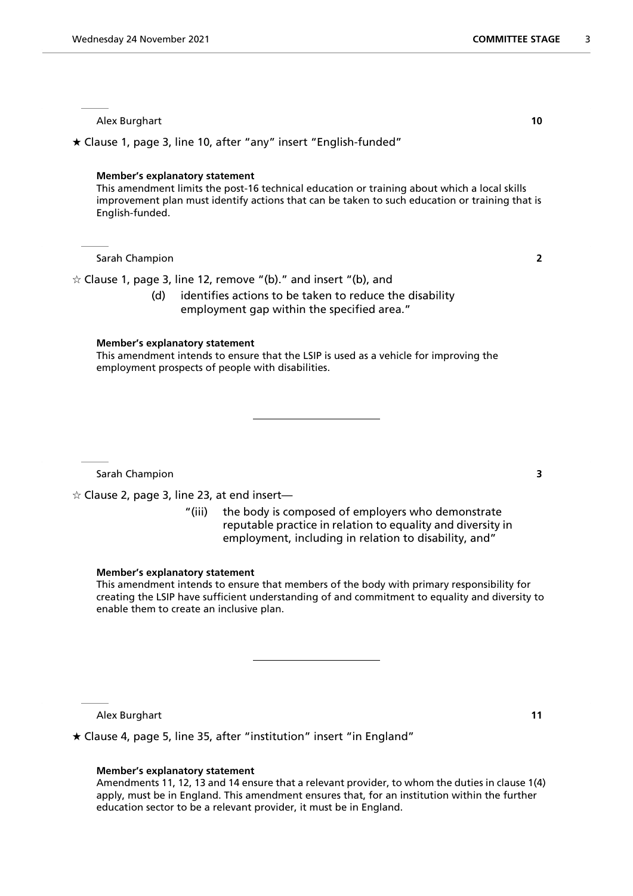Alex Burghart **10**

★ Clause 1, page 3, line 10, after "any" insert "English-funded"

**Member's explanatory statement**

This amendment limits the post-16 technical education or training about which a local skills improvement plan must identify actions that can be taken to such education or training that is English-funded.

Sarah Champion **2**

☆ Clause 1, page 3, line 12, remove "(b)." and insert "(b), and

(d) identifies actions to be taken to reduce the disability employment gap within the specified area."

**Member's explanatory statement**

This amendment intends to ensure that the LSIP is used as a vehicle for improving the employment prospects of people with disabilities.

---

Sarah Champion **3**

☆ Clause 2, page 3, line 23, at end insert—

"(iii) the body is composed of employers who demonstrate reputable practice in relation to equality and diversity in employment, including in relation to disability, and"

**Member's explanatory statement**

This amendment intends to ensure that members of the body with primary responsibility for creating the LSIP have sufficient understanding of and commitment to equality and diversity to enable them to create an inclusive plan.

---

Alex Burghart **11**

★ Clause 4, page 5, line 35, after "institution" insert "in England"

**Member's explanatory statement**

Amendments 11, 12, 13 and 14 ensure that a relevant provider, to whom the duties in clause 1(4) apply, must be in England. This amendment ensures that, for an institution within the further education sector to be a relevant provider, it must be in England.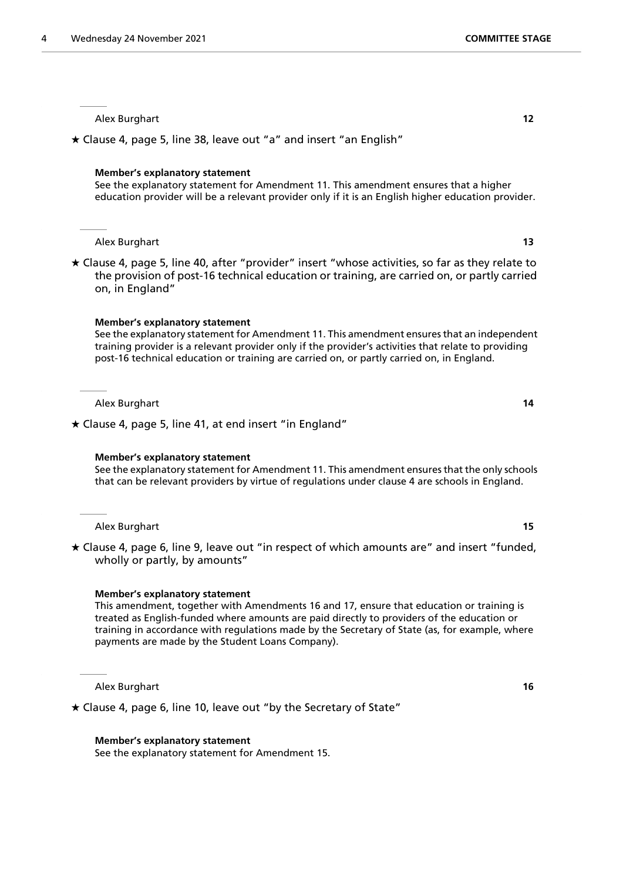Alex Burghart **12**

★ Clause 4, page 5, line 38, leave out "a" and insert "an English"

**Member's explanatory statement**

See the explanatory statement for Amendment 11. This amendment ensures that a higher education provider will be a relevant provider only if it is an English higher education provider.

Alex Burghart **13**

★ Clause 4, page 5, line 40, after "provider" insert "whose activities, so far as they relate to the provision of post-16 technical education or training, are carried on, or partly carried on, in England"

**Member's explanatory statement**

See the explanatory statement for Amendment 11. This amendment ensures that an independent training provider is a relevant provider only if the provider's activities that relate to providing post-16 technical education or training are carried on, or partly carried on, in England.

Alex Burghart **14**

★ Clause 4, page 5, line 41, at end insert "in England"

**Member's explanatory statement**

See the explanatory statement for Amendment 11. This amendment ensures that the only schools that can be relevant providers by virtue of regulations under clause 4 are schools in England.

Alex Burghart **15**

★ Clause 4, page 6, line 9, leave out "in respect of which amounts are" and insert "funded, wholly or partly, by amounts"

**Member's explanatory statement**

This amendment, together with Amendments 16 and 17, ensure that education or training is treated as English-funded where amounts are paid directly to providers of the education or training in accordance with regulations made by the Secretary of State (as, for example, where payments are made by the Student Loans Company).

Alex Burghart **16**

★ Clause 4, page 6, line 10, leave out "by the Secretary of State"

**Member's explanatory statement**

See the explanatory statement for Amendment 15.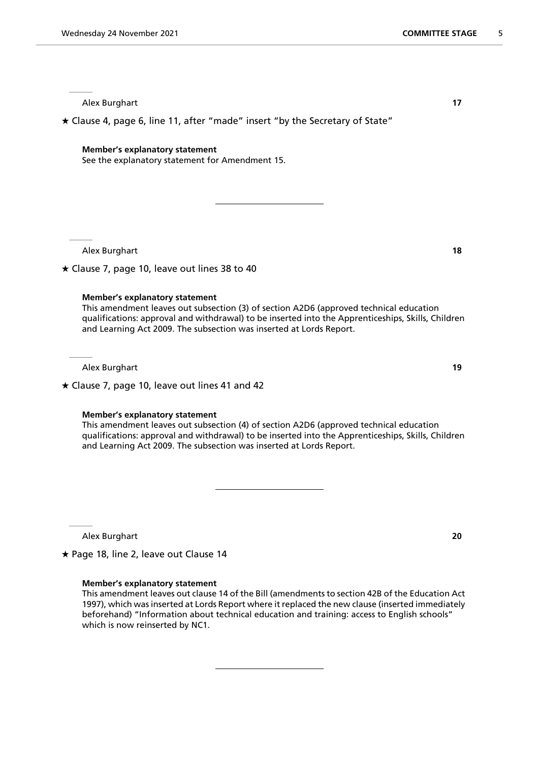Alex Burghart **17**

★ Clause 4, page 6, line 11, after "made" insert "by the Secretary of State"

**Member's explanatory statement**

See the explanatory statement for Amendment 15.

---

Alex Burghart **18**

★ Clause 7, page 10, leave out lines 38 to 40

**Member's explanatory statement**

This amendment leaves out subsection (3) of section A2D6 (approved technical education qualifications: approval and withdrawal) to be inserted into the Apprenticeships, Skills, Children and Learning Act 2009. The subsection was inserted at Lords Report.

Alex Burghart **19**

★ Clause 7, page 10, leave out lines 41 and 42

**Member's explanatory statement**

This amendment leaves out subsection (4) of section A2D6 (approved technical education qualifications: approval and withdrawal) to be inserted into the Apprenticeships, Skills, Children and Learning Act 2009. The subsection was inserted at Lords Report.

---

Alex Burghart **20**

★ Page 18, line 2, leave out Clause 14

**Member's explanatory statement**

This amendment leaves out clause 14 of the Bill (amendments to section 42B of the Education Act 1997), which was inserted at Lords Report where it replaced the new clause (inserted immediately beforehand) "Information about technical education and training: access to English schools" which is now reinserted by NC1.

---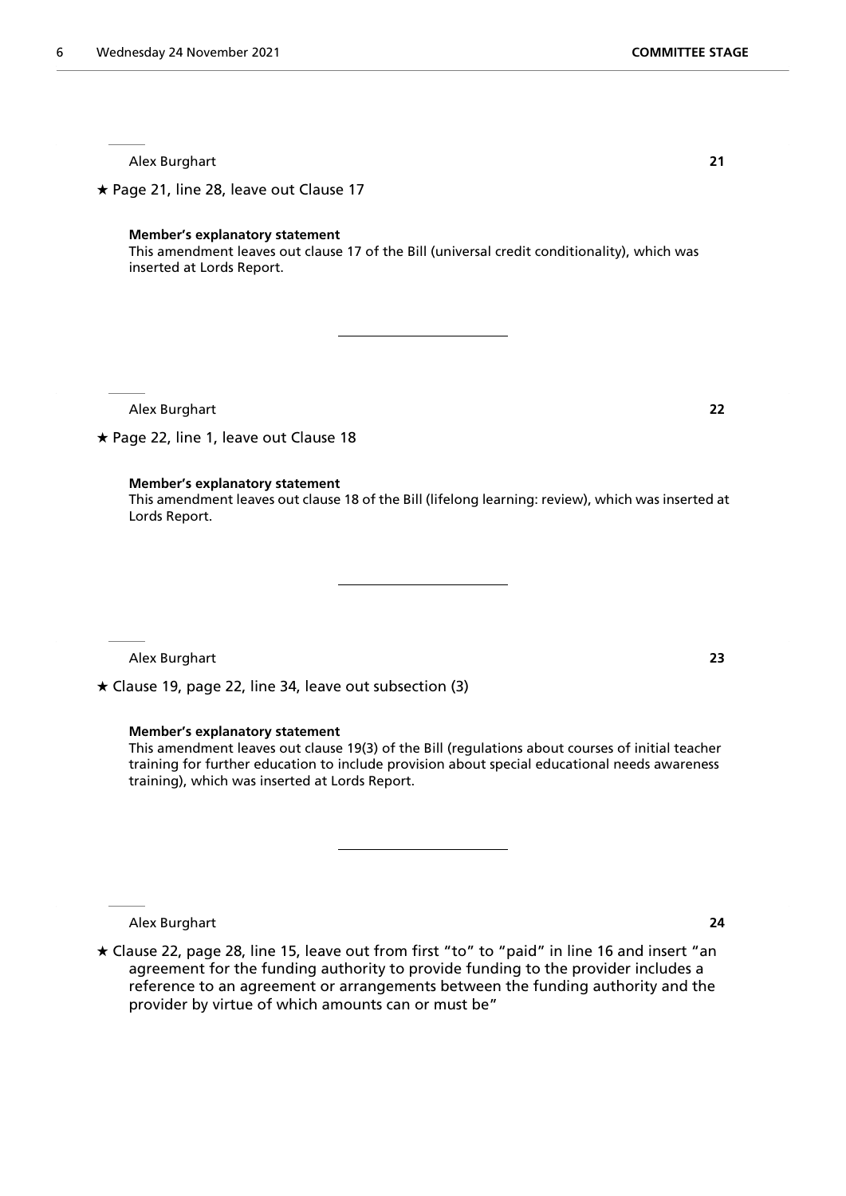Alex Burghart **21**

★ Page 21, line 28, leave out Clause 17

**Member's explanatory statement**

This amendment leaves out clause 17 of the Bill (universal credit conditionality), which was inserted at Lords Report.

---

Alex Burghart **22**

★ Page 22, line 1, leave out Clause 18

**Member's explanatory statement**

This amendment leaves out clause 18 of the Bill (lifelong learning: review), which was inserted at Lords Report.

---

Alex Burghart **23**

★ Clause 19, page 22, line 34, leave out subsection (3)

**Member's explanatory statement**

This amendment leaves out clause 19(3) of the Bill (regulations about courses of initial teacher training for further education to include provision about special educational needs awareness training), which was inserted at Lords Report.

---

Alex Burghart **24**

★ Clause 22, page 28, line 15, leave out from first "to" to "paid" in line 16 and insert "an agreement for the funding authority to provide funding to the provider includes a reference to an agreement or arrangements between the funding authority and the provider by virtue of which amounts can or must be"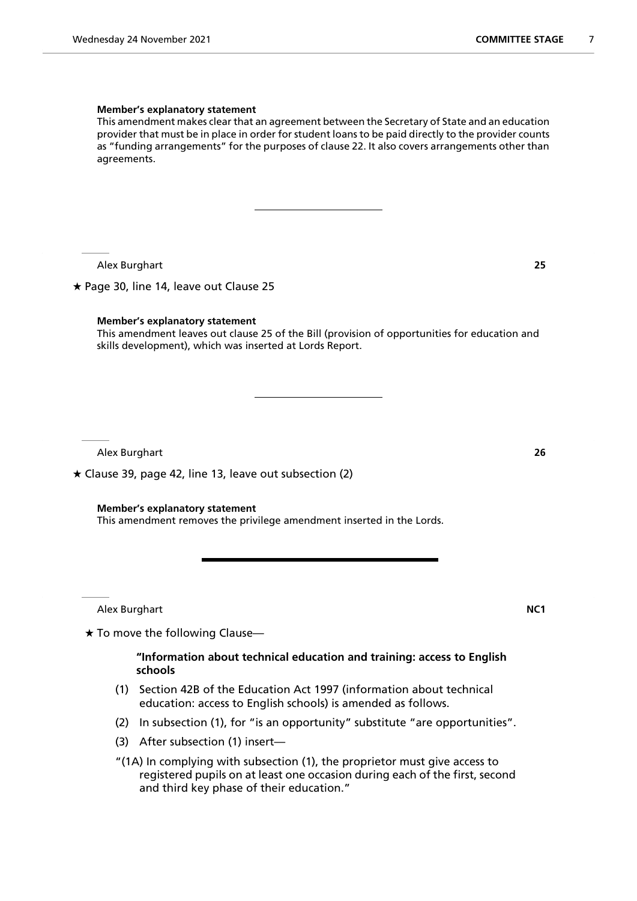**Member's explanatory statement**

This amendment makes clear that an agreement between the Secretary of State and an education provider that must be in place in order for student loans to be paid directly to the provider counts as "funding arrangements" for the purposes of clause 22. It also covers arrangements other than agreements.

---

Alex Burghart **25**

★ Page 30, line 14, leave out Clause 25

**Member's explanatory statement**

This amendment leaves out clause 25 of the Bill (provision of opportunities for education and skills development), which was inserted at Lords Report.

---

Alex Burghart **26**

★ Clause 39, page 42, line 13, leave out subsection (2)

**Member's explanatory statement**

This amendment removes the privilege amendment inserted in the Lords.

---

Alex Burghart **NC1**

★ To move the following Clause—

**"Information about technical education and training: access to English schools**

(1) Section 42B of the Education Act 1997 (information about technical education: access to English schools) is amended as follows.

(2) In subsection (1), for "is an opportunity" substitute "are opportunities".

(3) After subsection (1) insert—

"(1A) In complying with subsection (1), the proprietor must give access to registered pupils on at least one occasion during each of the first, second and third key phase of their education."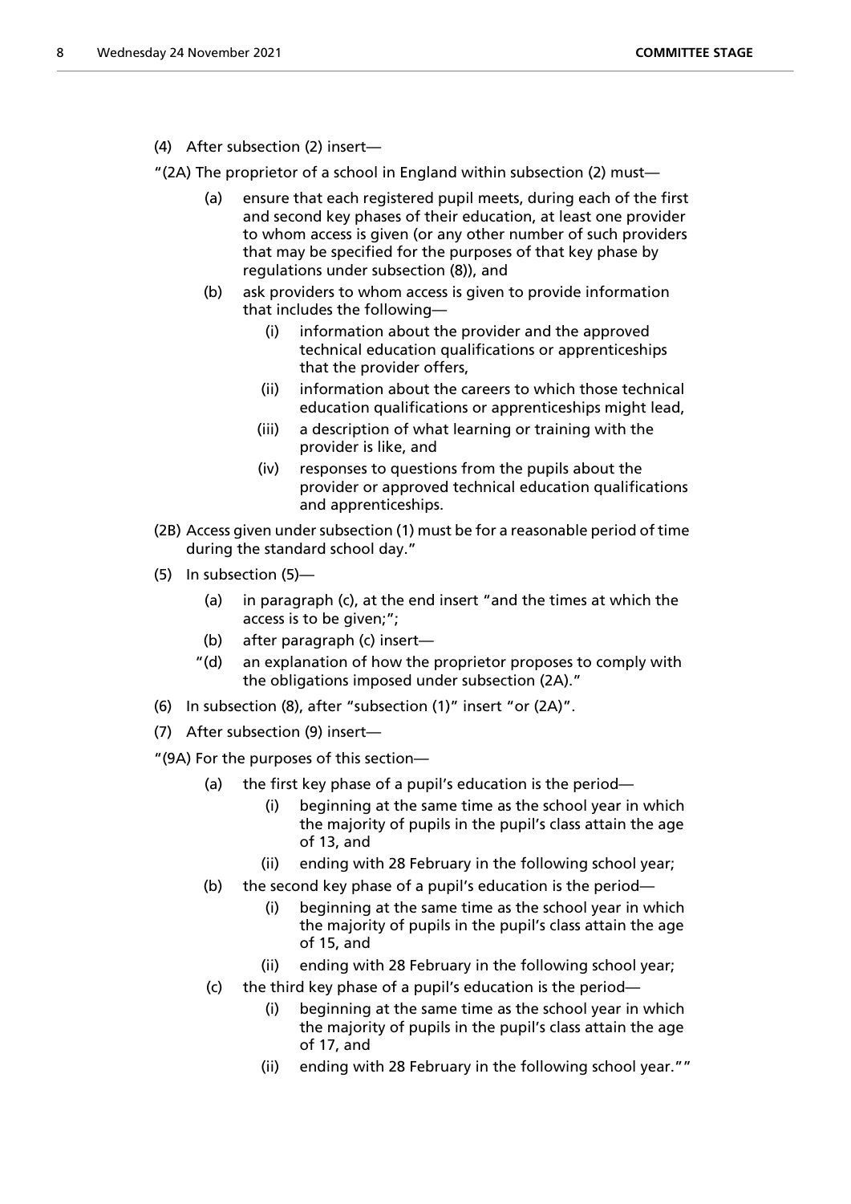(4) After subsection (2) insert—

"(2A) The proprietor of a school in England within subsection (2) must—

(a) ensure that each registered pupil meets, during each of the first and second key phases of their education, at least one provider to whom access is given (or any other number of such providers that may be specified for the purposes of that key phase by regulations under subsection (8)), and

(b) ask providers to whom access is given to provide information that includes the following—

(i) information about the provider and the approved technical education qualifications or apprenticeships that the provider offers,

(ii) information about the careers to which those technical education qualifications or apprenticeships might lead,

(iii) a description of what learning or training with the provider is like, and

(iv) responses to questions from the pupils about the provider or approved technical education qualifications and apprenticeships.

(2B) Access given under subsection (1) must be for a reasonable period of time during the standard school day."

(5) In subsection (5)—

(a) in paragraph (c), at the end insert "and the times at which the access is to be given;";

(b) after paragraph (c) insert—

"(d) an explanation of how the proprietor proposes to comply with the obligations imposed under subsection (2A)."

(6) In subsection (8), after "subsection (1)" insert "or (2A)".

(7) After subsection (9) insert—

"(9A) For the purposes of this section—

(a) the first key phase of a pupil's education is the period—

(i) beginning at the same time as the school year in which the majority of pupils in the pupil's class attain the age of 13, and

(ii) ending with 28 February in the following school year;

(b) the second key phase of a pupil's education is the period—

(i) beginning at the same time as the school year in which the majority of pupils in the pupil's class attain the age of 15, and

(ii) ending with 28 February in the following school year;

(c) the third key phase of a pupil's education is the period—

(i) beginning at the same time as the school year in which the majority of pupils in the pupil's class attain the age of 17, and

(ii) ending with 28 February in the following school year.""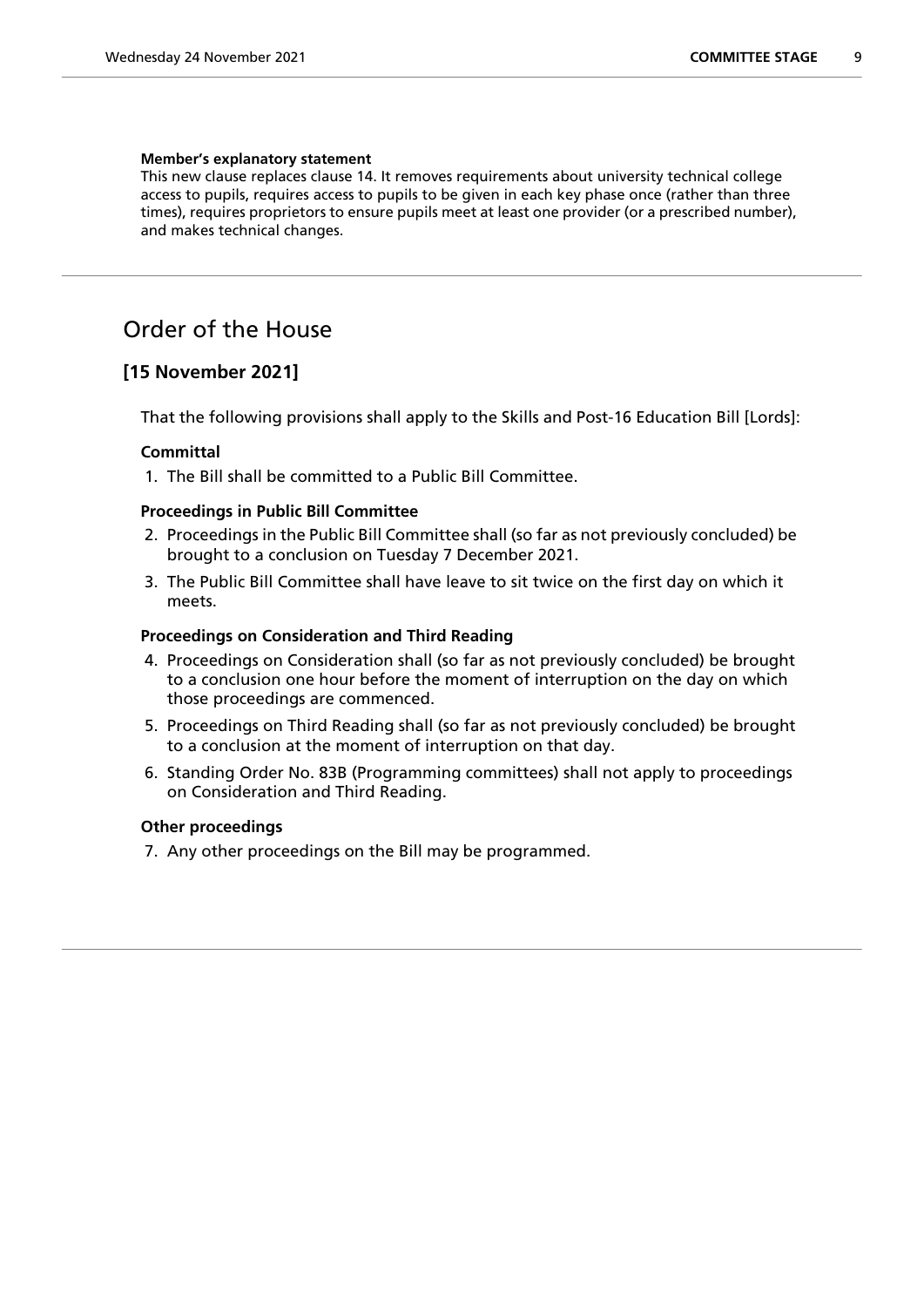**Member's explanatory statement**

This new clause replaces clause 14. It removes requirements about university technical college access to pupils, requires access to pupils to be given in each key phase once (rather than three times), requires proprietors to ensure pupils meet at least one provider (or a prescribed number), and makes technical changes.

## Order of the House

### [15 November 2021]

That the following provisions shall apply to the Skills and Post-16 Education Bill [Lords]:

**Committal**

1. The Bill shall be committed to a Public Bill Committee.

**Proceedings in Public Bill Committee**

2. Proceedings in the Public Bill Committee shall (so far as not previously concluded) be brought to a conclusion on Tuesday 7 December 2021.
3. The Public Bill Committee shall have leave to sit twice on the first day on which it meets.

**Proceedings on Consideration and Third Reading**

4. Proceedings on Consideration shall (so far as not previously concluded) be brought to a conclusion one hour before the moment of interruption on the day on which those proceedings are commenced.
5. Proceedings on Third Reading shall (so far as not previously concluded) be brought to a conclusion at the moment of interruption on that day.
6. Standing Order No. 83B (Programming committees) shall not apply to proceedings on Consideration and Third Reading.

**Other proceedings**

7. Any other proceedings on the Bill may be programmed.